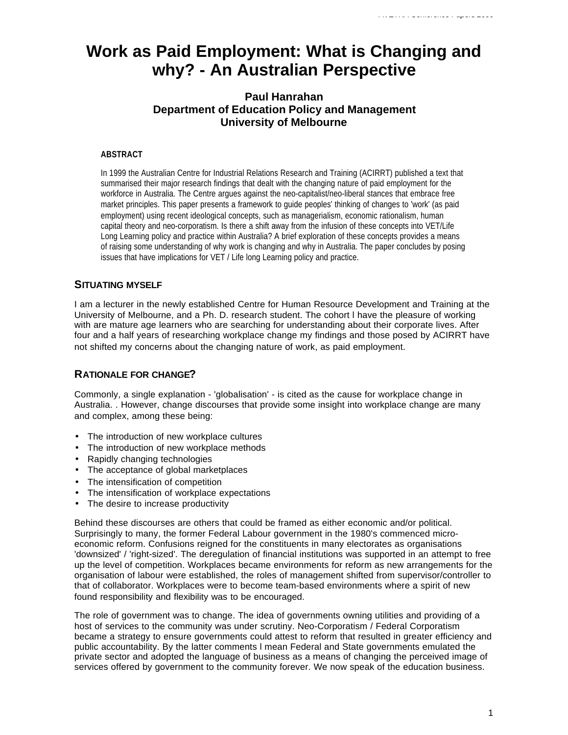# Work as Paid Employment: What is Changing and why? - An Australian Perspective

**Paul Hanrahan**
**Department of Education Policy and Management**
**University of Melbourne**

**ABSTRACT**

In 1999 the Australian Centre for Industrial Relations Research and Training (ACIRRT) published a text that summarised their major research findings that dealt with the changing nature of paid employment for the workforce in Australia. The Centre argues against the neo-capitalist/neo-liberal stances that embrace free market principles. This paper presents a framework to guide peoples' thinking of changes to 'work' (as paid employment) using recent ideological concepts, such as managerialism, economic rationalism, human capital theory and neo-corporatism. Is there a shift away from the infusion of these concepts into VET/Life Long Learning policy and practice within Australia? A brief exploration of these concepts provides a means of raising some understanding of why work is changing and why in Australia. The paper concludes by posing issues that have implications for VET / Life long Learning policy and practice.

## SITUATING MYSELF

I am a lecturer in the newly established Centre for Human Resource Development and Training at the University of Melbourne, and a Ph. D. research student. The cohort l have the pleasure of working with are mature age learners who are searching for understanding about their corporate lives. After four and a half years of researching workplace change my findings and those posed by ACIRRT have not shifted my concerns about the changing nature of work, as paid employment.

## RATIONALE FOR CHANGE?

Commonly, a single explanation - 'globalisation' - is cited as the cause for workplace change in Australia. . However, change discourses that provide some insight into workplace change are many and complex, among these being:

- The introduction of new workplace cultures
- The introduction of new workplace methods
- Rapidly changing technologies
- The acceptance of global marketplaces
- The intensification of competition
- The intensification of workplace expectations
- The desire to increase productivity

Behind these discourses are others that could be framed as either economic and/or political. Surprisingly to many, the former Federal Labour government in the 1980's commenced micro-economic reform. Confusions reigned for the constituents in many electorates as organisations 'downsized' / 'right-sized'. The deregulation of financial institutions was supported in an attempt to free up the level of competition. Workplaces became environments for reform as new arrangements for the organisation of labour were established, the roles of management shifted from supervisor/controller to that of collaborator. Workplaces were to become team-based environments where a spirit of new found responsibility and flexibility was to be encouraged.

The role of government was to change. The idea of governments owning utilities and providing of a host of services to the community was under scrutiny. Neo-Corporatism / Federal Corporatism became a strategy to ensure governments could attest to reform that resulted in greater efficiency and public accountability. By the latter comments l mean Federal and State governments emulated the private sector and adopted the language of business as a means of changing the perceived image of services offered by government to the community forever. We now speak of the education business.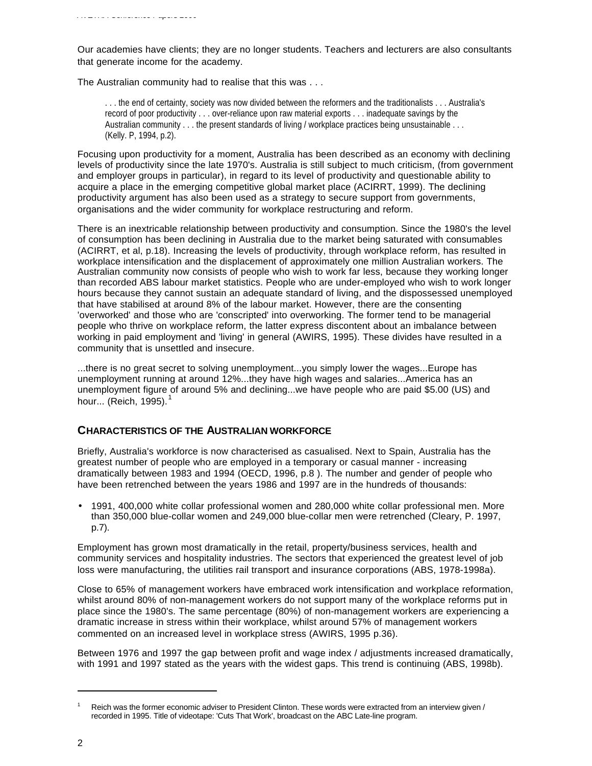Our academies have clients; they are no longer students. Teachers and lecturers are also consultants that generate income for the academy.

The Australian community had to realise that this was . . .

> . . . the end of certainty, society was now divided between the reformers and the traditionalists . . . Australia's record of poor productivity . . . over-reliance upon raw material exports . . . inadequate savings by the Australian community . . . the present standards of living / workplace practices being unsustainable . . . (Kelly. P, 1994, p.2).

Focusing upon productivity for a moment, Australia has been described as an economy with declining levels of productivity since the late 1970's. Australia is still subject to much criticism, (from government and employer groups in particular), in regard to its level of productivity and questionable ability to acquire a place in the emerging competitive global market place (ACIRRT, 1999). The declining productivity argument has also been used as a strategy to secure support from governments, organisations and the wider community for workplace restructuring and reform.

There is an inextricable relationship between productivity and consumption. Since the 1980's the level of consumption has been declining in Australia due to the market being saturated with consumables (ACIRRT, et al, p.18). Increasing the levels of productivity, through workplace reform, has resulted in workplace intensification and the displacement of approximately one million Australian workers. The Australian community now consists of people who wish to work far less, because they working longer than recorded ABS labour market statistics. People who are under-employed who wish to work longer hours because they cannot sustain an adequate standard of living, and the dispossessed unemployed that have stabilised at around 8% of the labour market. However, there are the consenting 'overworked' and those who are 'conscripted' into overworking. The former tend to be managerial people who thrive on workplace reform, the latter express discontent about an imbalance between working in paid employment and 'living' in general (AWIRS, 1995). These divides have resulted in a community that is unsettled and insecure.

...there is no great secret to solving unemployment...you simply lower the wages...Europe has unemployment running at around 12%...they have high wages and salaries...America has an unemployment figure of around 5% and declining...we have people who are paid $5.00 (US) and hour... (Reich, 1995).[1]

## CHARACTERISTICS OF THE AUSTRALIAN WORKFORCE

Briefly, Australia's workforce is now characterised as casualised. Next to Spain, Australia has the greatest number of people who are employed in a temporary or casual manner - increasing dramatically between 1983 and 1994 (OECD, 1996, p.8 ). The number and gender of people who have been retrenched between the years 1986 and 1997 are in the hundreds of thousands:

- 1991, 400,000 white collar professional women and 280,000 white collar professional men. More than 350,000 blue-collar women and 249,000 blue-collar men were retrenched (Cleary, P. 1997, p.7).

Employment has grown most dramatically in the retail, property/business services, health and community services and hospitality industries. The sectors that experienced the greatest level of job loss were manufacturing, the utilities rail transport and insurance corporations (ABS, 1978-1998a).

Close to 65% of management workers have embraced work intensification and workplace reformation, whilst around 80% of non-management workers do not support many of the workplace reforms put in place since the 1980's. The same percentage (80%) of non-management workers are experiencing a dramatic increase in stress within their workplace, whilst around 57% of management workers commented on an increased level in workplace stress (AWIRS, 1995 p.36).

Between 1976 and 1997 the gap between profit and wage index / adjustments increased dramatically, with 1991 and 1997 stated as the years with the widest gaps. This trend is continuing (ABS, 1998b).

---

[1] Reich was the former economic adviser to President Clinton. These words were extracted from an interview given / recorded in 1995. Title of videotape: 'Cuts That Work', broadcast on the ABC Late-line program.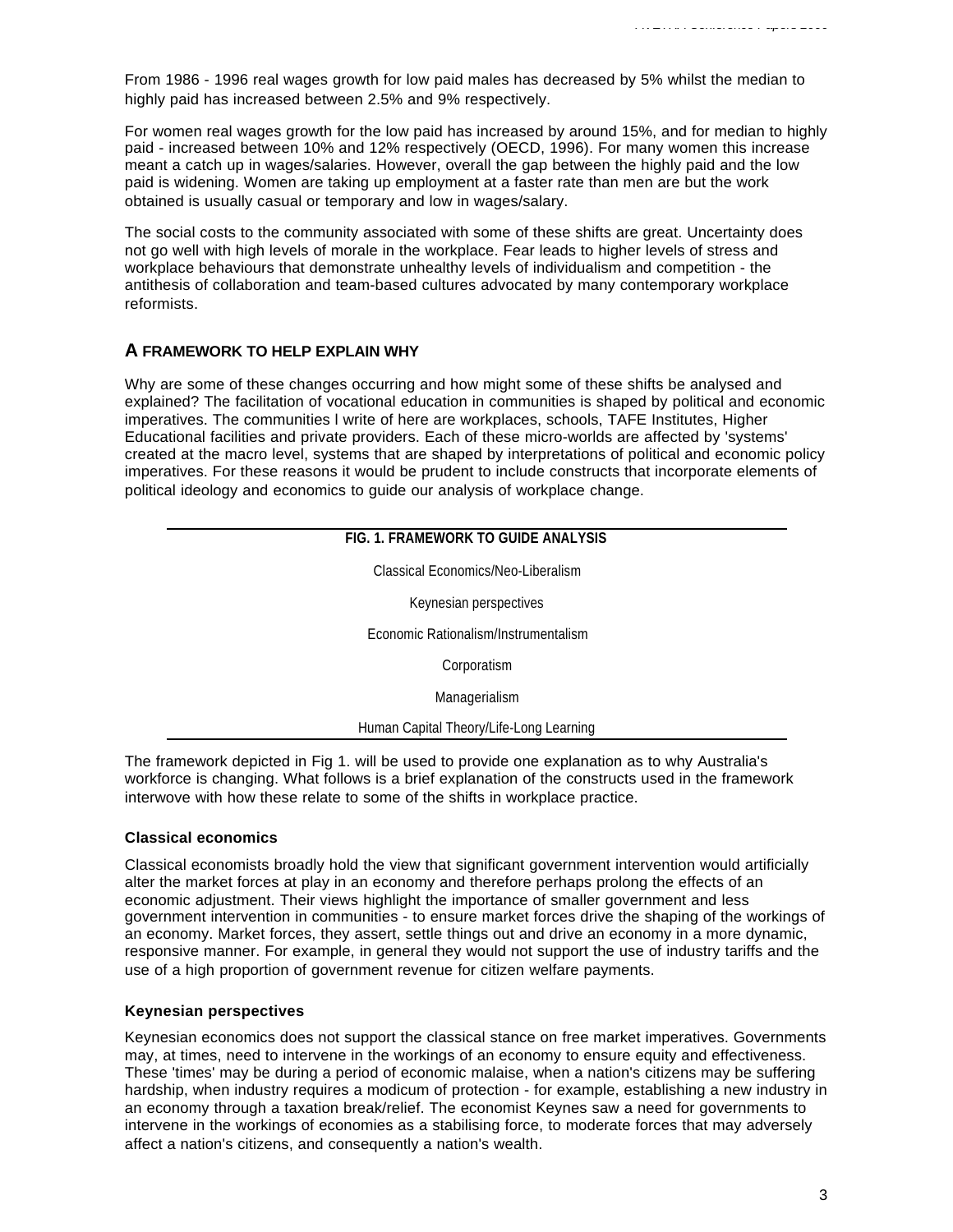From 1986 - 1996 real wages growth for low paid males has decreased by 5% whilst the median to highly paid has increased between 2.5% and 9% respectively.

For women real wages growth for the low paid has increased by around 15%, and for median to highly paid - increased between 10% and 12% respectively (OECD, 1996). For many women this increase meant a catch up in wages/salaries. However, overall the gap between the highly paid and the low paid is widening. Women are taking up employment at a faster rate than men are but the work obtained is usually casual or temporary and low in wages/salary.

The social costs to the community associated with some of these shifts are great. Uncertainty does not go well with high levels of morale in the workplace. Fear leads to higher levels of stress and workplace behaviours that demonstrate unhealthy levels of individualism and competition - the antithesis of collaboration and team-based cultures advocated by many contemporary workplace reformists.

## A FRAMEWORK TO HELP EXPLAIN WHY

Why are some of these changes occurring and how might some of these shifts be analysed and explained? The facilitation of vocational education in communities is shaped by political and economic imperatives. The communities I write of here are workplaces, schools, TAFE Institutes, Higher Educational facilities and private providers. Each of these micro-worlds are affected by 'systems' created at the macro level, systems that are shaped by interpretations of political and economic policy imperatives. For these reasons it would be prudent to include constructs that incorporate elements of political ideology and economics to guide our analysis of workplace change.

| FIG. 1. FRAMEWORK TO GUIDE ANALYSIS |
| --- |
| Classical Economics/Neo-Liberalism |
| Keynesian perspectives |
| Economic Rationalism/Instrumentalism |
| Corporatism |
| Managerialism |
| Human Capital Theory/Life-Long Learning |

The framework depicted in Fig 1. will be used to provide one explanation as to why Australia's workforce is changing. What follows is a brief explanation of the constructs used in the framework interwove with how these relate to some of the shifts in workplace practice.

### Classical economics

Classical economists broadly hold the view that significant government intervention would artificially alter the market forces at play in an economy and therefore perhaps prolong the effects of an economic adjustment. Their views highlight the importance of smaller government and less government intervention in communities - to ensure market forces drive the shaping of the workings of an economy. Market forces, they assert, settle things out and drive an economy in a more dynamic, responsive manner. For example, in general they would not support the use of industry tariffs and the use of a high proportion of government revenue for citizen welfare payments.

### Keynesian perspectives

Keynesian economics does not support the classical stance on free market imperatives. Governments may, at times, need to intervene in the workings of an economy to ensure equity and effectiveness. These 'times' may be during a period of economic malaise, when a nation's citizens may be suffering hardship, when industry requires a modicum of protection - for example, establishing a new industry in an economy through a taxation break/relief. The economist Keynes saw a need for governments to intervene in the workings of economies as a stabilising force, to moderate forces that may adversely affect a nation's citizens, and consequently a nation's wealth.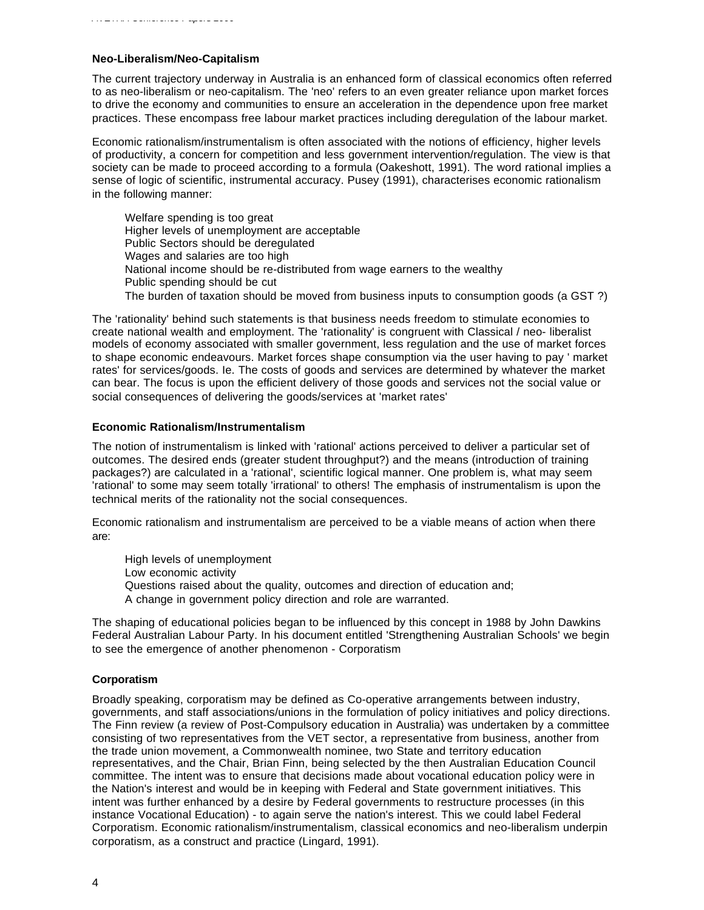### Neo-Liberalism/Neo-Capitalism

The current trajectory underway in Australia is an enhanced form of classical economics often referred to as neo-liberalism or neo-capitalism. The 'neo' refers to an even greater reliance upon market forces to drive the economy and communities to ensure an acceleration in the dependence upon free market practices. These encompass free labour market practices including deregulation of the labour market.

Economic rationalism/instrumentalism is often associated with the notions of efficiency, higher levels of productivity, a concern for competition and less government intervention/regulation. The view is that society can be made to proceed according to a formula (Oakeshott, 1991). The word rational implies a sense of logic of scientific, instrumental accuracy. Pusey (1991), characterises economic rationalism in the following manner:

> Welfare spending is too great
> Higher levels of unemployment are acceptable
> Public Sectors should be deregulated
> Wages and salaries are too high
> National income should be re-distributed from wage earners to the wealthy
> Public spending should be cut
> The burden of taxation should be moved from business inputs to consumption goods (a GST ?)

The 'rationality' behind such statements is that business needs freedom to stimulate economies to create national wealth and employment. The 'rationality' is congruent with Classical / neo- liberalist models of economy associated with smaller government, less regulation and the use of market forces to shape economic endeavours. Market forces shape consumption via the user having to pay ' market rates' for services/goods. Ie. The costs of goods and services are determined by whatever the market can bear. The focus is upon the efficient delivery of those goods and services not the social value or social consequences of delivering the goods/services at 'market rates'

### Economic Rationalism/Instrumentalism

The notion of instrumentalism is linked with 'rational' actions perceived to deliver a particular set of outcomes. The desired ends (greater student throughput?) and the means (introduction of training packages?) are calculated in a 'rational', scientific logical manner. One problem is, what may seem 'rational' to some may seem totally 'irrational' to others! The emphasis of instrumentalism is upon the technical merits of the rationality not the social consequences.

Economic rationalism and instrumentalism are perceived to be a viable means of action when there are:

> High levels of unemployment
> Low economic activity
> Questions raised about the quality, outcomes and direction of education and;
> A change in government policy direction and role are warranted.

The shaping of educational policies began to be influenced by this concept in 1988 by John Dawkins Federal Australian Labour Party. In his document entitled 'Strengthening Australian Schools' we begin to see the emergence of another phenomenon - Corporatism

### Corporatism

Broadly speaking, corporatism may be defined as Co-operative arrangements between industry, governments, and staff associations/unions in the formulation of policy initiatives and policy directions. The Finn review (a review of Post-Compulsory education in Australia) was undertaken by a committee consisting of two representatives from the VET sector, a representative from business, another from the trade union movement, a Commonwealth nominee, two State and territory education representatives, and the Chair, Brian Finn, being selected by the then Australian Education Council committee. The intent was to ensure that decisions made about vocational education policy were in the Nation's interest and would be in keeping with Federal and State government initiatives. This intent was further enhanced by a desire by Federal governments to restructure processes (in this instance Vocational Education) - to again serve the nation's interest. This we could label Federal Corporatism. Economic rationalism/instrumentalism, classical economics and neo-liberalism underpin corporatism, as a construct and practice (Lingard, 1991).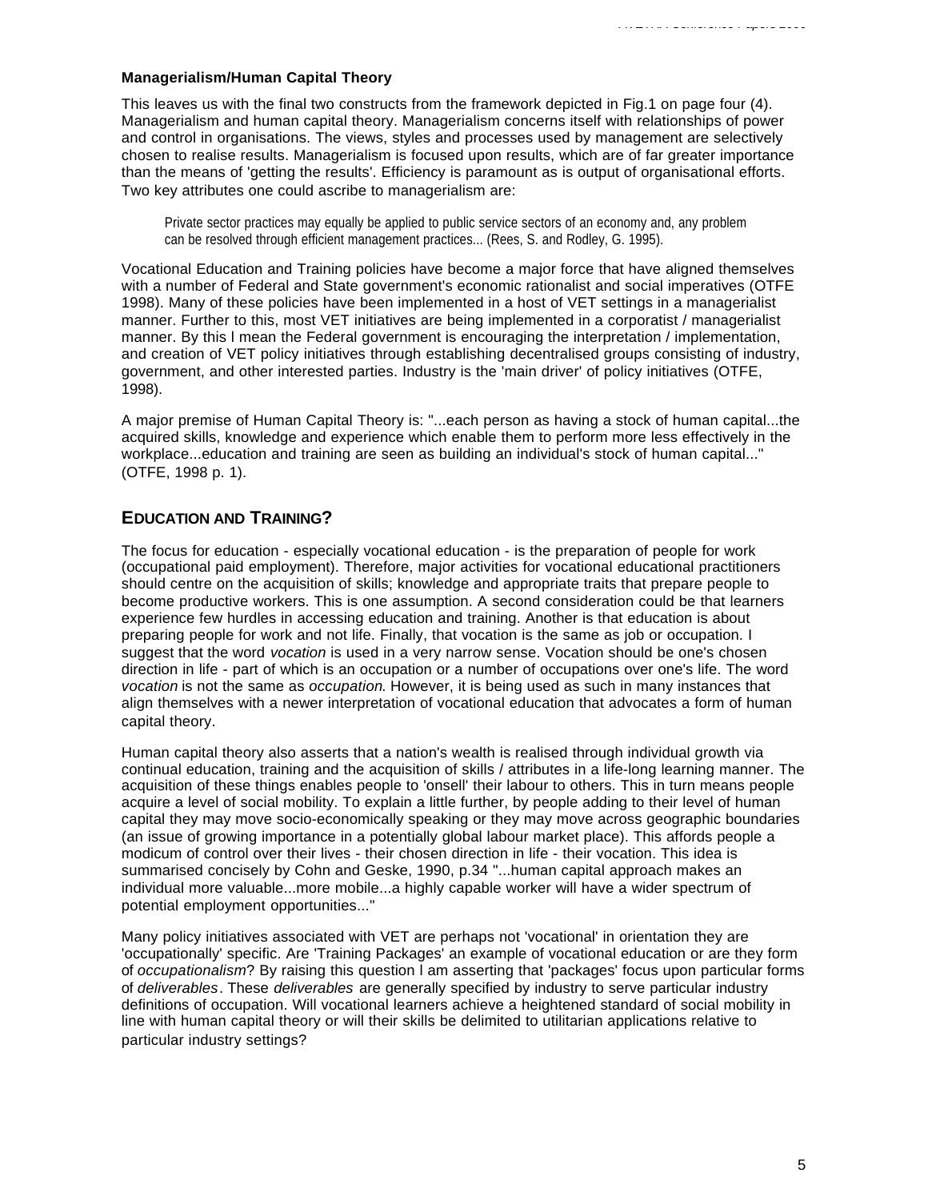**Managerialism/Human Capital Theory**

This leaves us with the final two constructs from the framework depicted in Fig.1 on page four (4). Managerialism and human capital theory. Managerialism concerns itself with relationships of power and control in organisations. The views, styles and processes used by management are selectively chosen to realise results. Managerialism is focused upon results, which are of far greater importance than the means of 'getting the results'. Efficiency is paramount as is output of organisational efforts. Two key attributes one could ascribe to managerialism are:

> Private sector practices may equally be applied to public service sectors of an economy and, any problem can be resolved through efficient management practices... (Rees, S. and Rodley, G. 1995).

Vocational Education and Training policies have become a major force that have aligned themselves with a number of Federal and State government's economic rationalist and social imperatives (OTFE 1998). Many of these policies have been implemented in a host of VET settings in a managerialist manner. Further to this, most VET initiatives are being implemented in a corporatist / managerialist manner. By this I mean the Federal government is encouraging the interpretation / implementation, and creation of VET policy initiatives through establishing decentralised groups consisting of industry, government, and other interested parties. Industry is the 'main driver' of policy initiatives (OTFE, 1998).

A major premise of Human Capital Theory is: "...each person as having a stock of human capital...the acquired skills, knowledge and experience which enable them to perform more less effectively in the workplace...education and training are seen as building an individual's stock of human capital..." (OTFE, 1998 p. 1).

## EDUCATION AND TRAINING?

The focus for education - especially vocational education - is the preparation of people for work (occupational paid employment). Therefore, major activities for vocational educational practitioners should centre on the acquisition of skills; knowledge and appropriate traits that prepare people to become productive workers. This is one assumption. A second consideration could be that learners experience few hurdles in accessing education and training. Another is that education is about preparing people for work and not life. Finally, that vocation is the same as job or occupation. I suggest that the word *vocation* is used in a very narrow sense. Vocation should be one's chosen direction in life - part of which is an occupation or a number of occupations over one's life. The word *vocation* is not the same as *occupation*. However, it is being used as such in many instances that align themselves with a newer interpretation of vocational education that advocates a form of human capital theory.

Human capital theory also asserts that a nation's wealth is realised through individual growth via continual education, training and the acquisition of skills / attributes in a life-long learning manner. The acquisition of these things enables people to 'onsell' their labour to others. This in turn means people acquire a level of social mobility. To explain a little further, by people adding to their level of human capital they may move socio-economically speaking or they may move across geographic boundaries (an issue of growing importance in a potentially global labour market place). This affords people a modicum of control over their lives - their chosen direction in life - their vocation. This idea is summarised concisely by Cohn and Geske, 1990, p.34 "...human capital approach makes an individual more valuable...more mobile...a highly capable worker will have a wider spectrum of potential employment opportunities..."

Many policy initiatives associated with VET are perhaps not 'vocational' in orientation they are 'occupationally' specific. Are 'Training Packages' an example of vocational education or are they form of *occupationalism*? By raising this question I am asserting that 'packages' focus upon particular forms of *deliverables*. These *deliverables* are generally specified by industry to serve particular industry definitions of occupation. Will vocational learners achieve a heightened standard of social mobility in line with human capital theory or will their skills be delimited to utilitarian applications relative to particular industry settings?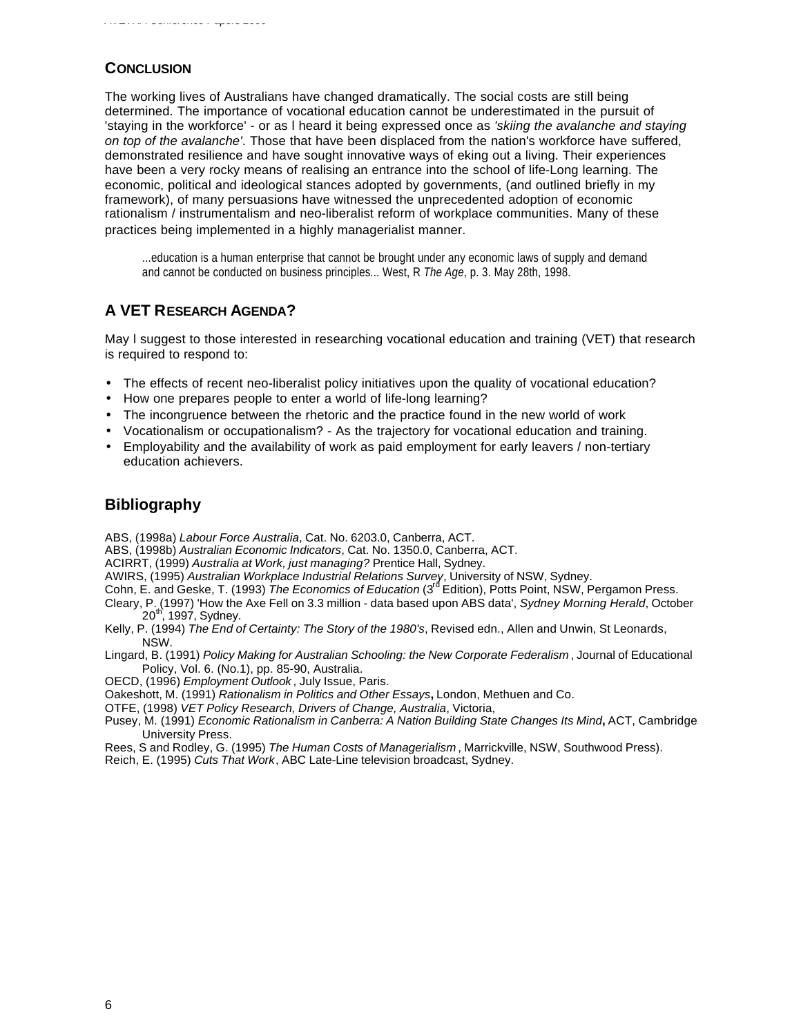## CONCLUSION

The working lives of Australians have changed dramatically. The social costs are still being determined. The importance of vocational education cannot be underestimated in the pursuit of 'staying in the workforce' - or as I heard it being expressed once as *'skiing the avalanche and staying on top of the avalanche'*. Those that have been displaced from the nation's workforce have suffered, demonstrated resilience and have sought innovative ways of eking out a living. Their experiences have been a very rocky means of realising an entrance into the school of life-Long learning. The economic, political and ideological stances adopted by governments, (and outlined briefly in my framework), of many persuasions have witnessed the unprecedented adoption of economic rationalism / instrumentalism and neo-liberalist reform of workplace communities. Many of these practices being implemented in a highly managerialist manner.

> ...education is a human enterprise that cannot be brought under any economic laws of supply and demand and cannot be conducted on business principles... West, R *The Age*, p. 3. May 28th, 1998.

## A VET RESEARCH AGENDA?

May I suggest to those interested in researching vocational education and training (VET) that research is required to respond to:

- The effects of recent neo-liberalist policy initiatives upon the quality of vocational education?
- How one prepares people to enter a world of life-long learning?
- The incongruence between the rhetoric and the practice found in the new world of work
- Vocationalism or occupationalism? - As the trajectory for vocational education and training.
- Employability and the availability of work as paid employment for early leavers / non-tertiary education achievers.

## Bibliography

ABS, (1998a) *Labour Force Australia*, Cat. No. 6203.0, Canberra, ACT.

ABS, (1998b) *Australian Economic Indicators*, Cat. No. 1350.0, Canberra, ACT.

ACIRRT, (1999) *Australia at Work, just managing?* Prentice Hall, Sydney.

AWIRS, (1995) *Australian Workplace Industrial Relations Survey*, University of NSW, Sydney.

Cohn, E. and Geske, T. (1993) *The Economics of Education* (3rd Edition), Potts Point, NSW, Pergamon Press.

Cleary, P. (1997) 'How the Axe Fell on 3.3 million - data based upon ABS data', *Sydney Morning Herald*, October 20th, 1997, Sydney.

Kelly, P. (1994) *The End of Certainty: The Story of the 1980's*, Revised edn., Allen and Unwin, St Leonards, NSW.

Lingard, B. (1991) *Policy Making for Australian Schooling: the New Corporate Federalism*, Journal of Educational Policy, Vol. 6. (No.1), pp. 85-90, Australia.

OECD, (1996) *Employment Outlook*, July Issue, Paris.

Oakeshott, M. (1991) *Rationalism in Politics and Other Essays*, London, Methuen and Co.

OTFE, (1998) *VET Policy Research, Drivers of Change, Australia*, Victoria,

Pusey, M. (1991) *Economic Rationalism in Canberra: A Nation Building State Changes Its Mind*, ACT, Cambridge University Press.

Rees, S and Rodley, G. (1995) *The Human Costs of Managerialism*, Marrickville, NSW, Southwood Press).

Reich, E. (1995) *Cuts That Work*, ABC Late-Line television broadcast, Sydney.